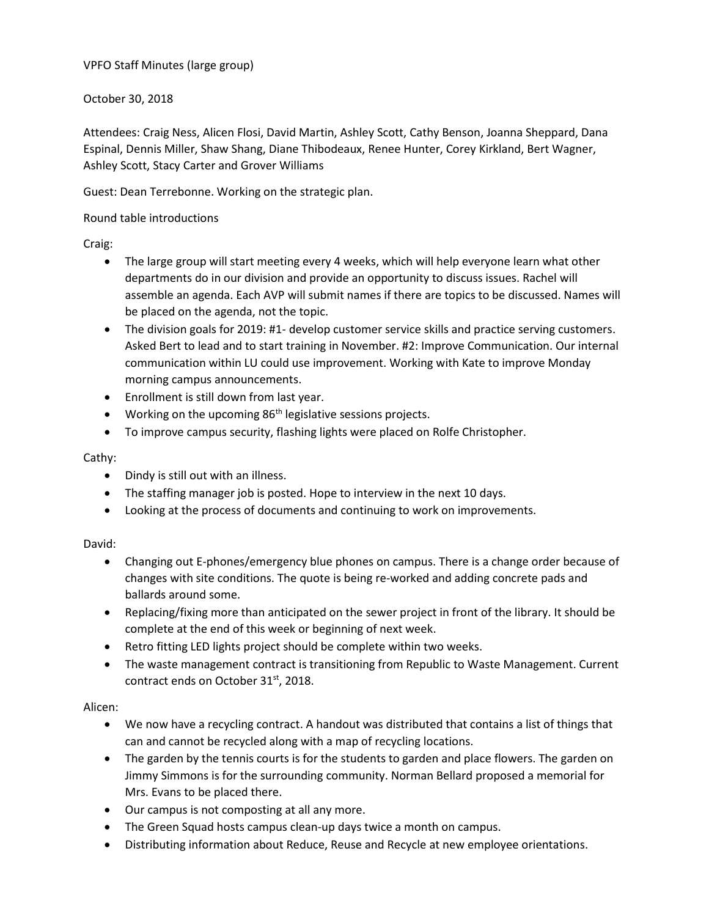VPFO Staff Minutes (large group)

October 30, 2018

Attendees: Craig Ness, Alicen Flosi, David Martin, Ashley Scott, Cathy Benson, Joanna Sheppard, Dana Espinal, Dennis Miller, Shaw Shang, Diane Thibodeaux, Renee Hunter, Corey Kirkland, Bert Wagner, Ashley Scott, Stacy Carter and Grover Williams

Guest: Dean Terrebonne. Working on the strategic plan.

Round table introductions

Craig:

- The large group will start meeting every 4 weeks, which will help everyone learn what other departments do in our division and provide an opportunity to discuss issues. Rachel will assemble an agenda. Each AVP will submit names if there are topics to be discussed. Names will be placed on the agenda, not the topic.
- The division goals for 2019: #1- develop customer service skills and practice serving customers. Asked Bert to lead and to start training in November. #2: Improve Communication. Our internal communication within LU could use improvement. Working with Kate to improve Monday morning campus announcements.
- Enrollment is still down from last year.
- Working on the upcoming 86th legislative sessions projects.
- To improve campus security, flashing lights were placed on Rolfe Christopher.

Cathy:

- Dindy is still out with an illness.
- The staffing manager job is posted. Hope to interview in the next 10 days.
- Looking at the process of documents and continuing to work on improvements.

David:

- Changing out E-phones/emergency blue phones on campus. There is a change order because of changes with site conditions. The quote is being re-worked and adding concrete pads and ballards around some.
- Replacing/fixing more than anticipated on the sewer project in front of the library. It should be complete at the end of this week or beginning of next week.
- Retro fitting LED lights project should be complete within two weeks.
- The waste management contract is transitioning from Republic to Waste Management. Current contract ends on October 31st, 2018.

Alicen:

- We now have a recycling contract. A handout was distributed that contains a list of things that can and cannot be recycled along with a map of recycling locations.
- The garden by the tennis courts is for the students to garden and place flowers. The garden on Jimmy Simmons is for the surrounding community. Norman Bellard proposed a memorial for Mrs. Evans to be placed there.
- Our campus is not composting at all any more.
- The Green Squad hosts campus clean-up days twice a month on campus.
- Distributing information about Reduce, Reuse and Recycle at new employee orientations.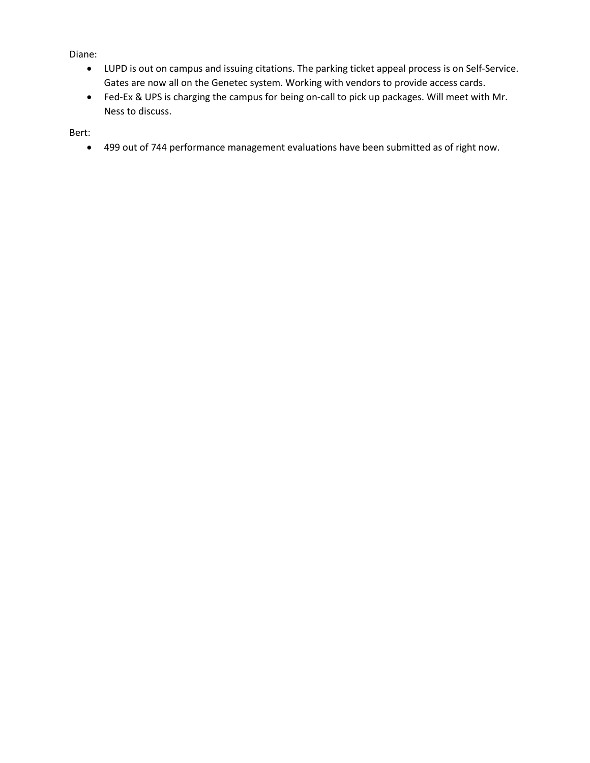Diane:

- LUPD is out on campus and issuing citations. The parking ticket appeal process is on Self-Service. Gates are now all on the Genetec system. Working with vendors to provide access cards.
- Fed-Ex & UPS is charging the campus for being on-call to pick up packages. Will meet with Mr. Ness to discuss.

Bert:

- 499 out of 744 performance management evaluations have been submitted as of right now.